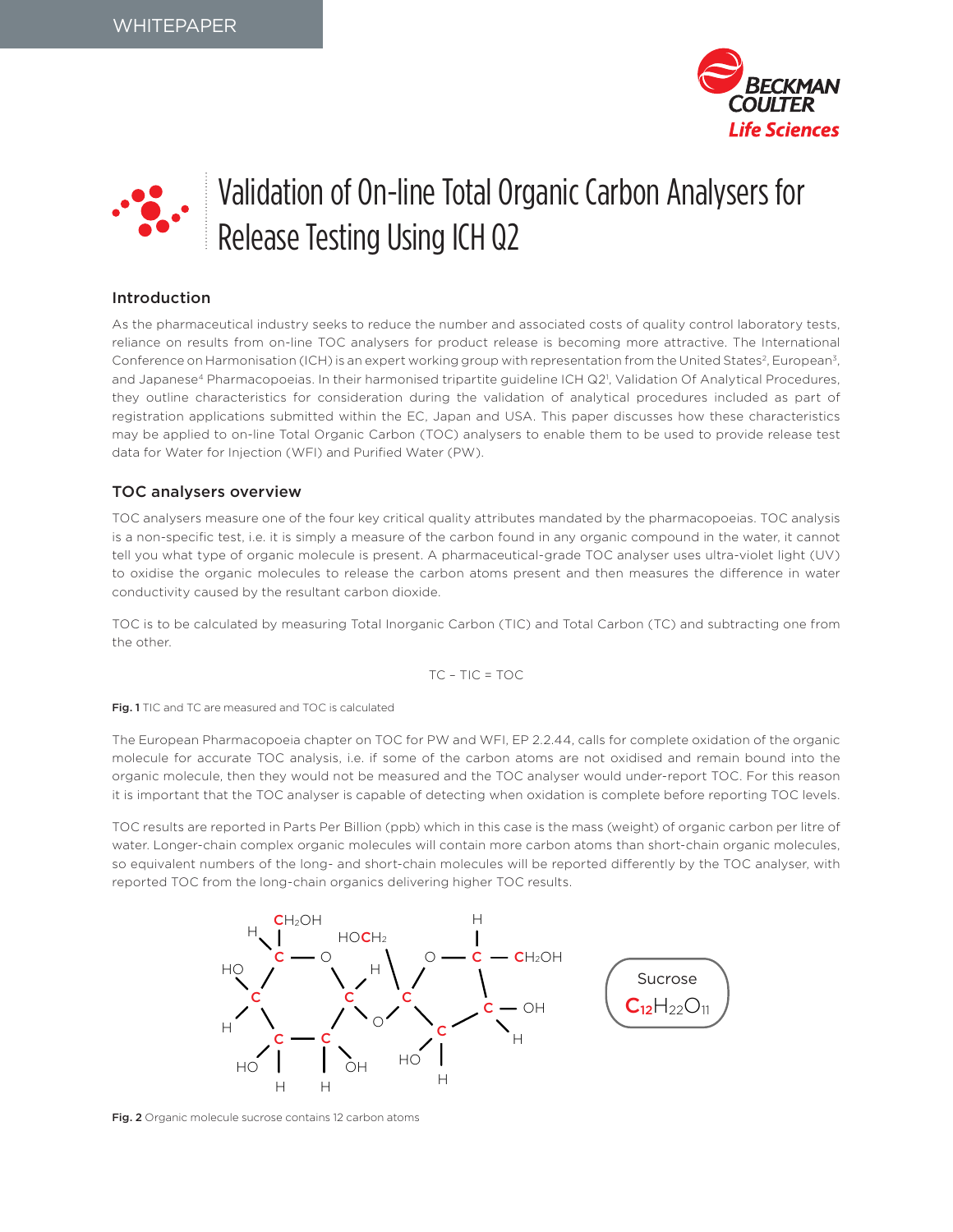WHITEPAPER

# Validation of On-line Total Organic Carbon Analysers for Release Testing Using ICH Q2

## Introduction

As the pharmaceutical industry seeks to reduce the number and associated costs of quality control laboratory tests, reliance on results from on-line TOC analysers for product release is becoming more attractive. The International Conference on Harmonisation (ICH) is an expert working group with representation from the United States[2], European[3], and Japanese[4] Pharmacopoeias. In their harmonised tripartite guideline ICH Q2[1], Validation Of Analytical Procedures, they outline characteristics for consideration during the validation of analytical procedures included as part of registration applications submitted within the EC, Japan and USA. This paper discusses how these characteristics may be applied to on-line Total Organic Carbon (TOC) analysers to enable them to be used to provide release test data for Water for Injection (WFI) and Purified Water (PW).

## TOC analysers overview

TOC analysers measure one of the four key critical quality attributes mandated by the pharmacopoeias. TOC analysis is a non-specific test, i.e. it is simply a measure of the carbon found in any organic compound in the water, it cannot tell you what type of organic molecule is present. A pharmaceutical-grade TOC analyser uses ultra-violet light (UV) to oxidise the organic molecules to release the carbon atoms present and then measures the difference in water conductivity caused by the resultant carbon dioxide.

TOC is to be calculated by measuring Total Inorganic Carbon (TIC) and Total Carbon (TC) and subtracting one from the other.

$$TC - TIC = TOC$$

**Fig. 1** TIC and TC are measured and TOC is calculated

The European Pharmacopoeia chapter on TOC for PW and WFI, EP 2.2.44, calls for complete oxidation of the organic molecule for accurate TOC analysis, i.e. if some of the carbon atoms are not oxidised and remain bound into the organic molecule, then they would not be measured and the TOC analyser would under-report TOC. For this reason it is important that the TOC analyser is capable of detecting when oxidation is complete before reporting TOC levels.

TOC results are reported in Parts Per Billion (ppb) which in this case is the mass (weight) of organic carbon per litre of water. Longer-chain complex organic molecules will contain more carbon atoms than short-chain organic molecules, so equivalent numbers of the long- and short-chain molecules will be reported differently by the TOC analyser, with reported TOC from the long-chain organics delivering higher TOC results.

Sucrose
$C_{12}H_{22}O_{11}$

**Fig. 2** Organic molecule sucrose contains 12 carbon atoms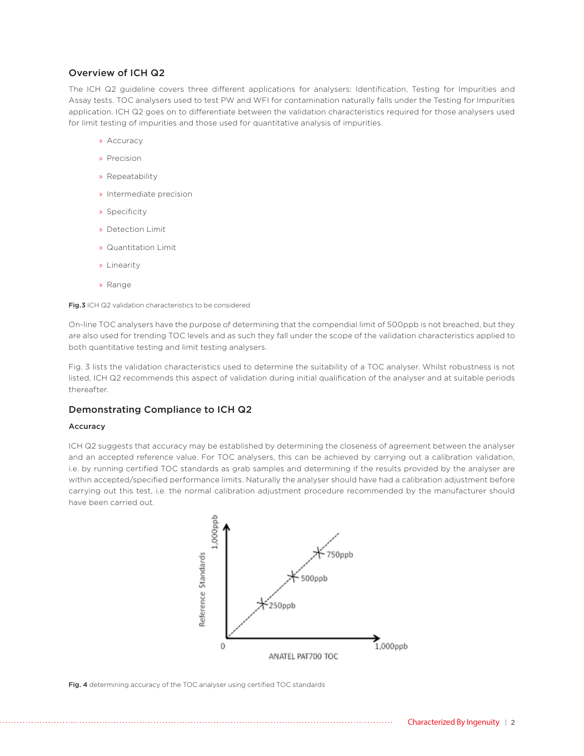## Overview of ICH Q2

The ICH Q2 guideline covers three different applications for analysers: Identification, Testing for Impurities and Assay tests. TOC analysers used to test PW and WFI for contamination naturally falls under the Testing for Impurities application. ICH Q2 goes on to differentiate between the validation characteristics required for those analysers used for limit testing of impurities and those used for quantitative analysis of impurities.

- Accuracy
- Precision
- Repeatability
- Intermediate precision
- Specificity
- Detection Limit
- Quantitation Limit
- Linearity
- Range

**Fig.3** ICH Q2 validation characteristics to be considered

On-line TOC analysers have the purpose of determining that the compendial limit of 500ppb is not breached, but they are also used for trending TOC levels and as such they fall under the scope of the validation characteristics applied to both quantitative testing and limit testing analysers.

Fig. 3 lists the validation characteristics used to determine the suitability of a TOC analyser. Whilst robustness is not listed, ICH Q2 recommends this aspect of validation during initial qualification of the analyser and at suitable periods thereafter.

## Demonstrating Compliance to ICH Q2

### Accuracy

ICH Q2 suggests that accuracy may be established by determining the closeness of agreement between the analyser and an accepted reference value. For TOC analysers, this can be achieved by carrying out a calibration validation, i.e. by running certified TOC standards as grab samples and determining if the results provided by the analyser are within accepted/specified performance limits. Naturally the analyser should have had a calibration adjustment before carrying out this test, i.e. the normal calibration adjustment procedure recommended by the manufacturer should have been carried out.

**Fig. 4** determining accuracy of the TOC analyser using certified TOC standards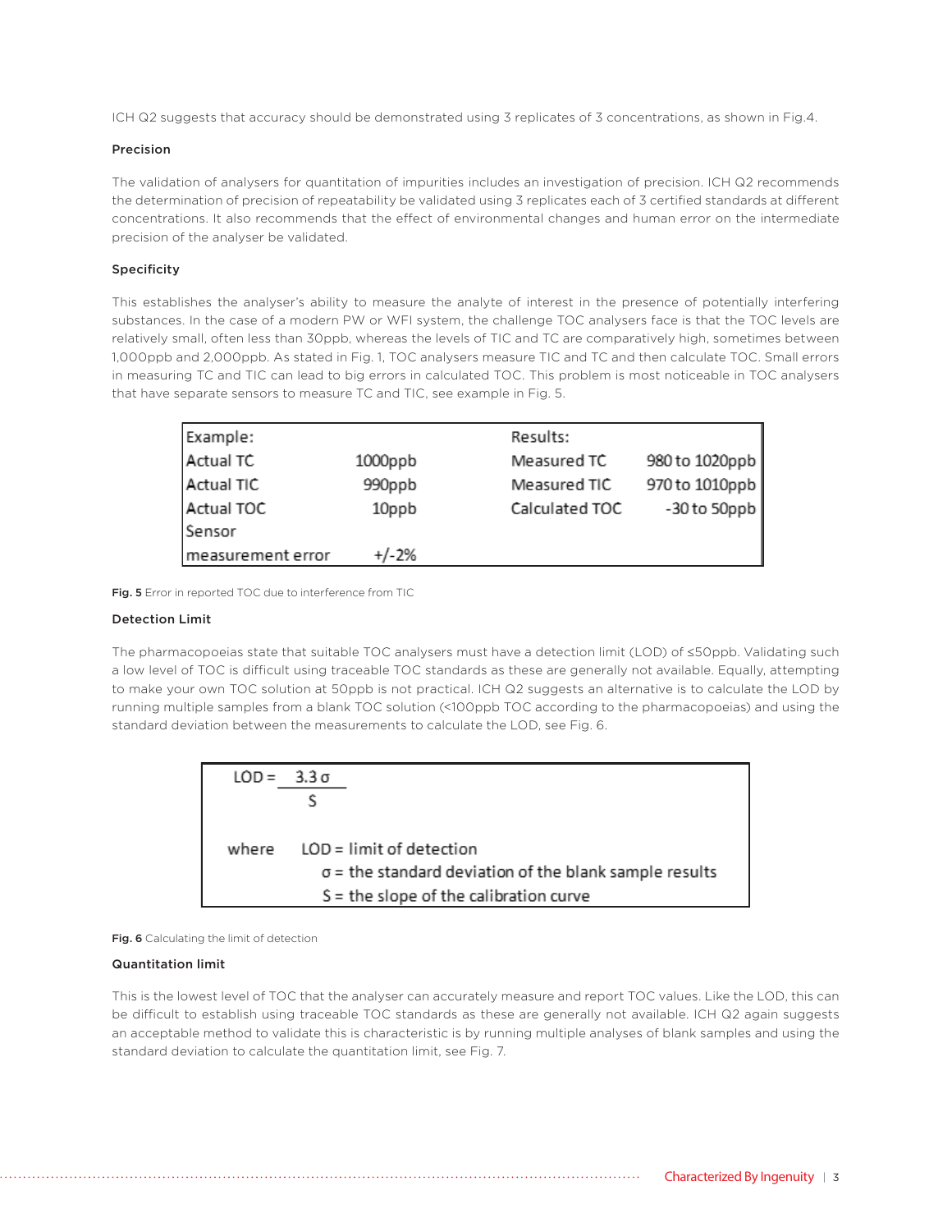ICH Q2 suggests that accuracy should be demonstrated using 3 replicates of 3 concentrations, as shown in Fig.4.

### Precision

The validation of analysers for quantitation of impurities includes an investigation of precision. ICH Q2 recommends the determination of precision of repeatability be validated using 3 replicates each of 3 certified standards at different concentrations. It also recommends that the effect of environmental changes and human error on the intermediate precision of the analyser be validated.

### Specificity

This establishes the analyser's ability to measure the analyte of interest in the presence of potentially interfering substances. In the case of a modern PW or WFI system, the challenge TOC analysers face is that the TOC levels are relatively small, often less than 30ppb, whereas the levels of TIC and TC are comparatively high, sometimes between 1,000ppb and 2,000ppb. As stated in Fig. 1, TOC analysers measure TIC and TC and then calculate TOC. Small errors in measuring TC and TIC can lead to big errors in calculated TOC. This problem is most noticeable in TOC analysers that have separate sensors to measure TC and TIC, see example in Fig. 5.

| Example: | | Results: | |
|---|---|---|---|
| Actual TC | 1000ppb | Measured TC | 980 to 1020ppb |
| Actual TIC | 990ppb | Measured TIC | 970 to 1010ppb |
| Actual TOC | 10ppb | Calculated TOC | -30 to 50ppb |
| Sensor measurement error | +/-2% | | |

**Fig. 5** Error in reported TOC due to interference from TIC

### Detection Limit

The pharmacopoeias state that suitable TOC analysers must have a detection limit (LOD) of ≤50ppb. Validating such a low level of TOC is difficult using traceable TOC standards as these are generally not available. Equally, attempting to make your own TOC solution at 50ppb is not practical. ICH Q2 suggests an alternative is to calculate the LOD by running multiple samples from a blank TOC solution (<100ppb TOC according to the pharmacopoeias) and using the standard deviation between the measurements to calculate the LOD, see Fig. 6.

$$LOD = \frac{3.3\,\sigma}{S}$$

where LOD = limit of detection
$\sigma$ = the standard deviation of the blank sample results
$S$ = the slope of the calibration curve

**Fig. 6** Calculating the limit of detection

### Quantitation limit

This is the lowest level of TOC that the analyser can accurately measure and report TOC values. Like the LOD, this can be difficult to establish using traceable TOC standards as these are generally not available. ICH Q2 again suggests an acceptable method to validate this is characteristic is by running multiple analyses of blank samples and using the standard deviation to calculate the quantitation limit, see Fig. 7.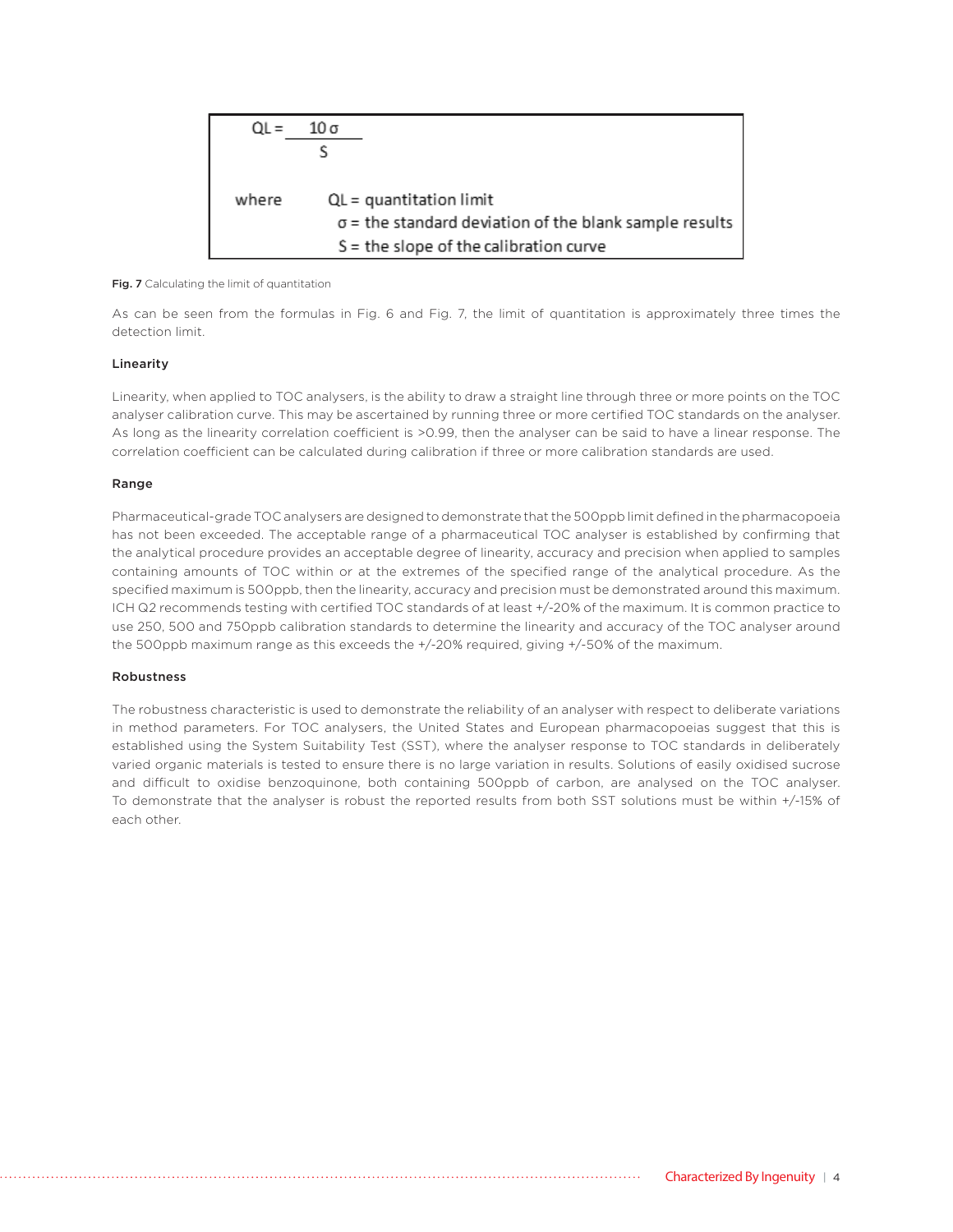$$QL = \frac{10\,\sigma}{S}$$

where QL = quantitation limit
$\sigma$ = the standard deviation of the blank sample results
S = the slope of the calibration curve

**Fig. 7** Calculating the limit of quantitation

As can be seen from the formulas in Fig. 6 and Fig. 7, the limit of quantitation is approximately three times the detection limit.

### Linearity

Linearity, when applied to TOC analysers, is the ability to draw a straight line through three or more points on the TOC analyser calibration curve. This may be ascertained by running three or more certified TOC standards on the analyser. As long as the linearity correlation coefficient is >0.99, then the analyser can be said to have a linear response. The correlation coefficient can be calculated during calibration if three or more calibration standards are used.

### Range

Pharmaceutical-grade TOC analysers are designed to demonstrate that the 500ppb limit defined in the pharmacopoeia has not been exceeded. The acceptable range of a pharmaceutical TOC analyser is established by confirming that the analytical procedure provides an acceptable degree of linearity, accuracy and precision when applied to samples containing amounts of TOC within or at the extremes of the specified range of the analytical procedure. As the specified maximum is 500ppb, then the linearity, accuracy and precision must be demonstrated around this maximum. ICH Q2 recommends testing with certified TOC standards of at least +/-20% of the maximum. It is common practice to use 250, 500 and 750ppb calibration standards to determine the linearity and accuracy of the TOC analyser around the 500ppb maximum range as this exceeds the +/-20% required, giving +/-50% of the maximum.

### Robustness

The robustness characteristic is used to demonstrate the reliability of an analyser with respect to deliberate variations in method parameters. For TOC analysers, the United States and European pharmacopoeias suggest that this is established using the System Suitability Test (SST), where the analyser response to TOC standards in deliberately varied organic materials is tested to ensure there is no large variation in results. Solutions of easily oxidised sucrose and difficult to oxidise benzoquinone, both containing 500ppb of carbon, are analysed on the TOC analyser. To demonstrate that the analyser is robust the reported results from both SST solutions must be within +/-15% of each other.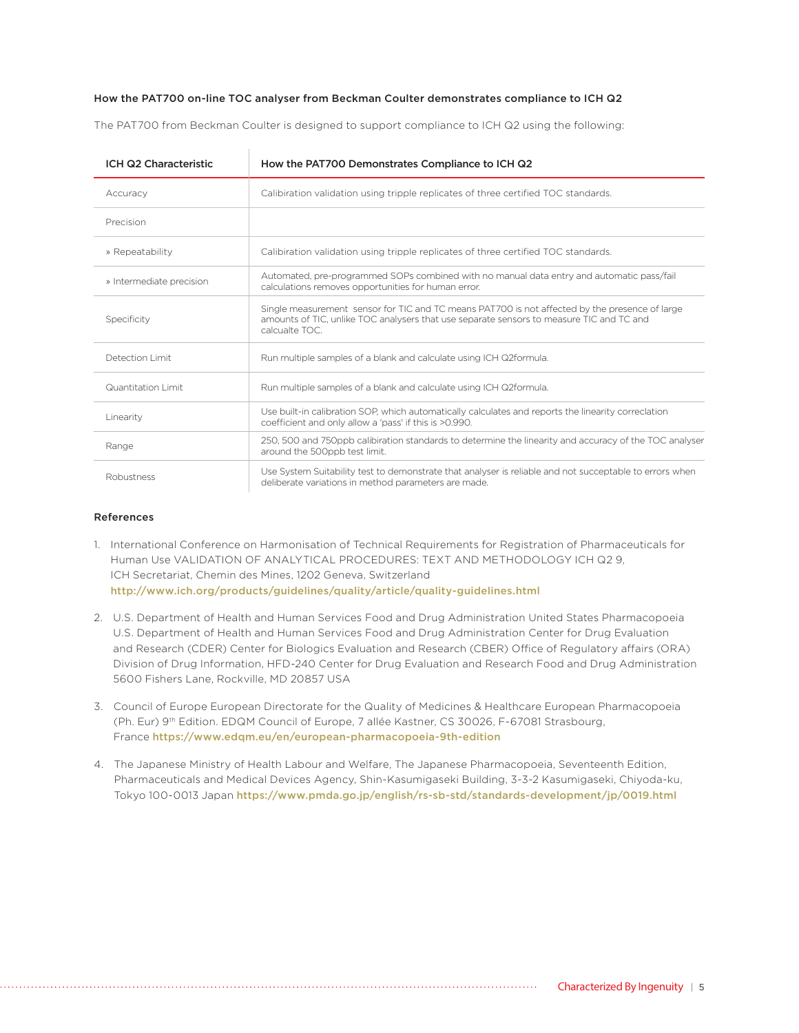### How the PAT700 on-line TOC analyser from Beckman Coulter demonstrates compliance to ICH Q2

The PAT700 from Beckman Coulter is designed to support compliance to ICH Q2 using the following:

| ICH Q2 Characteristic | How the PAT700 Demonstrates Compliance to ICH Q2 |
|---|---|
| Accuracy | Calibration validation using tripple replicates of three certified TOC standards. |
| Precision | |
| » Repeatability | Calibration validation using tripple replicates of three certified TOC standards. |
| » Intermediate precision | Automated, pre-programmed SOPs combined with no manual data entry and automatic pass/fail calculations removes opportunities for human error. |
| Specificity | Single measurement sensor for TIC and TC means PAT700 is not affected by the presence of large amounts of TIC, unlike TOC analysers that use separate sensors to measure TIC and TC and calcualte TOC. |
| Detection Limit | Run multiple samples of a blank and calculate using ICH Q2formula. |
| Quantitation Limit | Run multiple samples of a blank and calculate using ICH Q2formula. |
| Linearity | Use built-in calibration SOP, which automatically calculates and reports the linearity correclation coefficient and only allow a 'pass' if this is >0.990. |
| Range | 250, 500 and 750ppb calibration standards to determine the linearity and accuracy of the TOC analyser around the 500ppb test limit. |
| Robustness | Use System Suitability test to demonstrate that analyser is reliable and not succeptable to errors when deliberate variations in method parameters are made. |

### References

1. International Conference on Harmonisation of Technical Requirements for Registration of Pharmaceuticals for Human Use VALIDATION OF ANALYTICAL PROCEDURES: TEXT AND METHODOLOGY ICH Q2 9, ICH Secretariat, Chemin des Mines, 1202 Geneva, Switzerland **http://www.ich.org/products/guidelines/quality/article/quality-guidelines.html**

2. U.S. Department of Health and Human Services Food and Drug Administration United States Pharmacopoeia U.S. Department of Health and Human Services Food and Drug Administration Center for Drug Evaluation and Research (CDER) Center for Biologics Evaluation and Research (CBER) Office of Regulatory affairs (ORA) Division of Drug Information, HFD-240 Center for Drug Evaluation and Research Food and Drug Administration 5600 Fishers Lane, Rockville, MD 20857 USA

3. Council of Europe European Directorate for the Quality of Medicines & Healthcare European Pharmacopoeia (Ph. Eur) 9th Edition. EDQM Council of Europe, 7 allée Kastner, CS 30026, F-67081 Strasbourg, France **https://www.edqm.eu/en/european-pharmacopoeia-9th-edition**

4. The Japanese Ministry of Health Labour and Welfare, The Japanese Pharmacopoeia, Seventeenth Edition, Pharmaceuticals and Medical Devices Agency, Shin-Kasumigaseki Building, 3-3-2 Kasumigaseki, Chiyoda-ku, Tokyo 100-0013 Japan **https://www.pmda.go.jp/english/rs-sb-std/standards-development/jp/0019.html**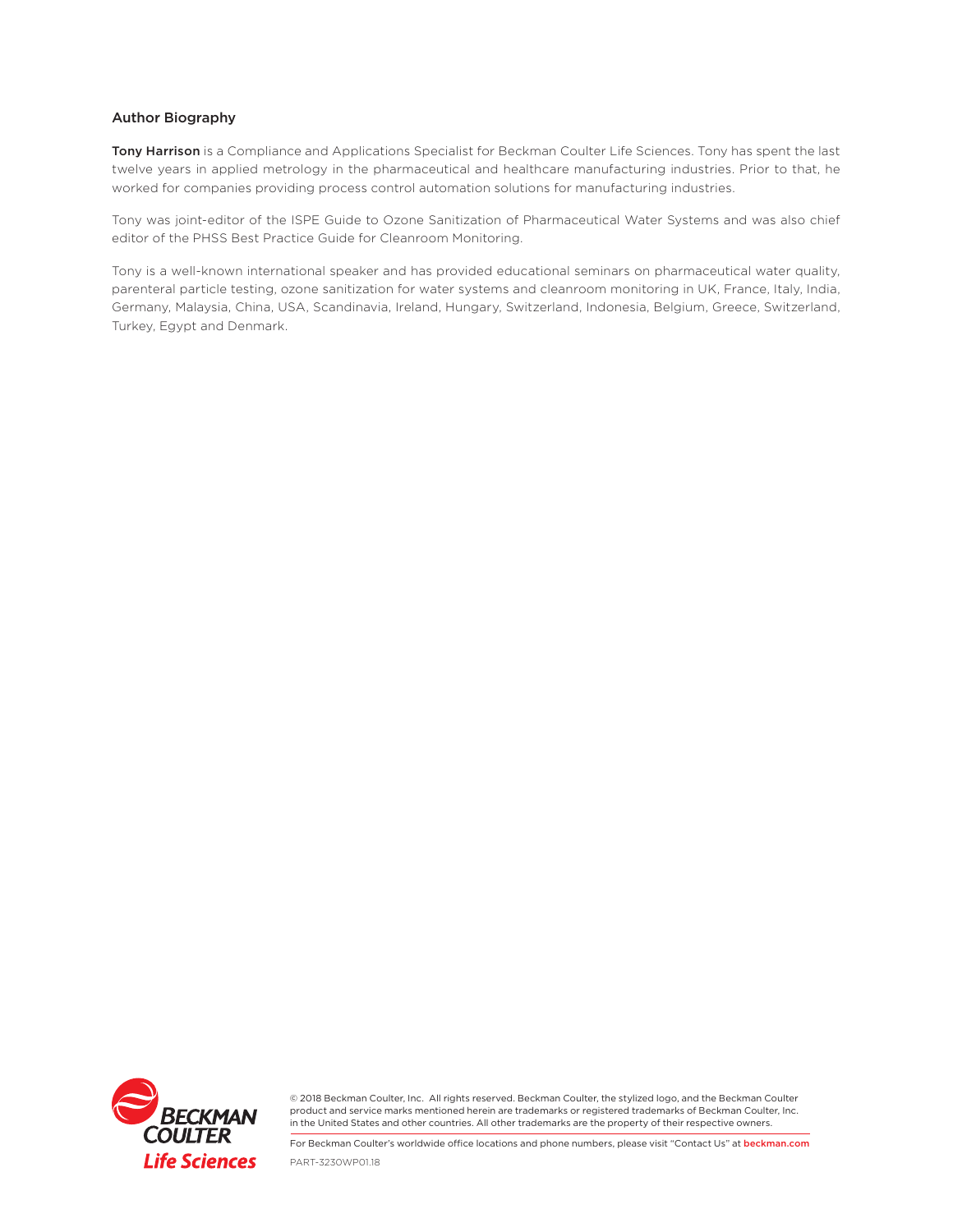## Author Biography

**Tony Harrison** is a Compliance and Applications Specialist for Beckman Coulter Life Sciences. Tony has spent the last twelve years in applied metrology in the pharmaceutical and healthcare manufacturing industries. Prior to that, he worked for companies providing process control automation solutions for manufacturing industries.

Tony was joint-editor of the ISPE Guide to Ozone Sanitization of Pharmaceutical Water Systems and was also chief editor of the PHSS Best Practice Guide for Cleanroom Monitoring.

Tony is a well-known international speaker and has provided educational seminars on pharmaceutical water quality, parenteral particle testing, ozone sanitization for water systems and cleanroom monitoring in UK, France, Italy, India, Germany, Malaysia, China, USA, Scandinavia, Ireland, Hungary, Switzerland, Indonesia, Belgium, Greece, Switzerland, Turkey, Egypt and Denmark.

BECKMAN COULTER Life Sciences

© 2018 Beckman Coulter, Inc. All rights reserved. Beckman Coulter, the stylized logo, and the Beckman Coulter product and service marks mentioned herein are trademarks or registered trademarks of Beckman Coulter, Inc. in the United States and other countries. All other trademarks are the property of their respective owners.

For Beckman Coulter's worldwide office locations and phone numbers, please visit "Contact Us" at **beckman.com**

PART-3230WP01.18